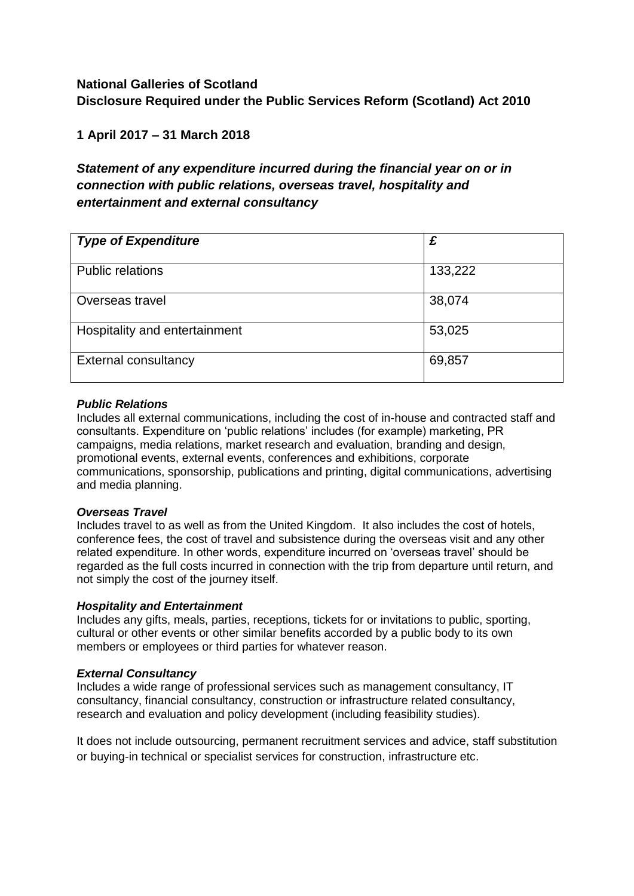**National Galleries of Scotland**
**Disclosure Required under the Public Services Reform (Scotland) Act 2010**

**1 April 2017 – 31 March 2018**

***Statement of any expenditure incurred during the financial year on or in connection with public relations, overseas travel, hospitality and entertainment and external consultancy***

| ***Type of Expenditure*** | ***£*** |
|---|---|
| Public relations | 133,222 |
| Overseas travel | 38,074 |
| Hospitality and entertainment | 53,025 |
| External consultancy | 69,857 |

***Public Relations***
Includes all external communications, including the cost of in-house and contracted staff and consultants. Expenditure on 'public relations' includes (for example) marketing, PR campaigns, media relations, market research and evaluation, branding and design, promotional events, external events, conferences and exhibitions, corporate communications, sponsorship, publications and printing, digital communications, advertising and media planning.

***Overseas Travel***
Includes travel to as well as from the United Kingdom. It also includes the cost of hotels, conference fees, the cost of travel and subsistence during the overseas visit and any other related expenditure. In other words, expenditure incurred on 'overseas travel' should be regarded as the full costs incurred in connection with the trip from departure until return, and not simply the cost of the journey itself.

***Hospitality and Entertainment***
Includes any gifts, meals, parties, receptions, tickets for or invitations to public, sporting, cultural or other events or other similar benefits accorded by a public body to its own members or employees or third parties for whatever reason.

***External Consultancy***
Includes a wide range of professional services such as management consultancy, IT consultancy, financial consultancy, construction or infrastructure related consultancy, research and evaluation and policy development (including feasibility studies).

It does not include outsourcing, permanent recruitment services and advice, staff substitution or buying-in technical or specialist services for construction, infrastructure etc.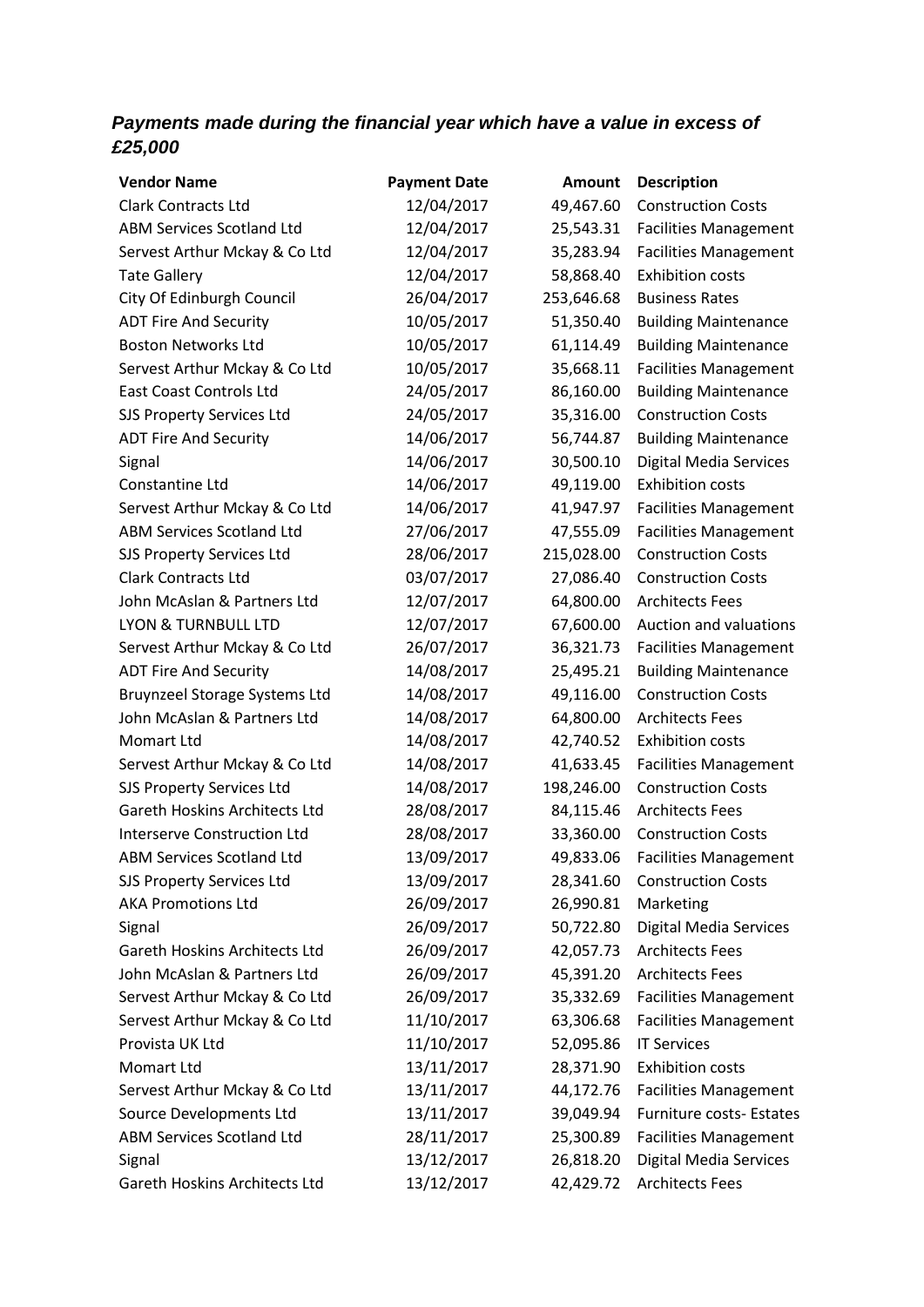### *Payments made during the financial year which have a value in excess of £25,000*

| Vendor Name | Payment Date | Amount | Description |
|---|---|---|---|
| Clark Contracts Ltd | 12/04/2017 | 49,467.60 | Construction Costs |
| ABM Services Scotland Ltd | 12/04/2017 | 25,543.31 | Facilities Management |
| Servest Arthur Mckay & Co Ltd | 12/04/2017 | 35,283.94 | Facilities Management |
| Tate Gallery | 12/04/2017 | 58,868.40 | Exhibition costs |
| City Of Edinburgh Council | 26/04/2017 | 253,646.68 | Business Rates |
| ADT Fire And Security | 10/05/2017 | 51,350.40 | Building Maintenance |
| Boston Networks Ltd | 10/05/2017 | 61,114.49 | Building Maintenance |
| Servest Arthur Mckay & Co Ltd | 10/05/2017 | 35,668.11 | Facilities Management |
| East Coast Controls Ltd | 24/05/2017 | 86,160.00 | Building Maintenance |
| SJS Property Services Ltd | 24/05/2017 | 35,316.00 | Construction Costs |
| ADT Fire And Security | 14/06/2017 | 56,744.87 | Building Maintenance |
| Signal | 14/06/2017 | 30,500.10 | Digital Media Services |
| Constantine Ltd | 14/06/2017 | 49,119.00 | Exhibition costs |
| Servest Arthur Mckay & Co Ltd | 14/06/2017 | 41,947.97 | Facilities Management |
| ABM Services Scotland Ltd | 27/06/2017 | 47,555.09 | Facilities Management |
| SJS Property Services Ltd | 28/06/2017 | 215,028.00 | Construction Costs |
| Clark Contracts Ltd | 03/07/2017 | 27,086.40 | Construction Costs |
| John McAslan & Partners Ltd | 12/07/2017 | 64,800.00 | Architects Fees |
| LYON & TURNBULL LTD | 12/07/2017 | 67,600.00 | Auction and valuations |
| Servest Arthur Mckay & Co Ltd | 26/07/2017 | 36,321.73 | Facilities Management |
| ADT Fire And Security | 14/08/2017 | 25,495.21 | Building Maintenance |
| Bruynzeel Storage Systems Ltd | 14/08/2017 | 49,116.00 | Construction Costs |
| John McAslan & Partners Ltd | 14/08/2017 | 64,800.00 | Architects Fees |
| Momart Ltd | 14/08/2017 | 42,740.52 | Exhibition costs |
| Servest Arthur Mckay & Co Ltd | 14/08/2017 | 41,633.45 | Facilities Management |
| SJS Property Services Ltd | 14/08/2017 | 198,246.00 | Construction Costs |
| Gareth Hoskins Architects Ltd | 28/08/2017 | 84,115.46 | Architects Fees |
| Interserve Construction Ltd | 28/08/2017 | 33,360.00 | Construction Costs |
| ABM Services Scotland Ltd | 13/09/2017 | 49,833.06 | Facilities Management |
| SJS Property Services Ltd | 13/09/2017 | 28,341.60 | Construction Costs |
| AKA Promotions Ltd | 26/09/2017 | 26,990.81 | Marketing |
| Signal | 26/09/2017 | 50,722.80 | Digital Media Services |
| Gareth Hoskins Architects Ltd | 26/09/2017 | 42,057.73 | Architects Fees |
| John McAslan & Partners Ltd | 26/09/2017 | 45,391.20 | Architects Fees |
| Servest Arthur Mckay & Co Ltd | 26/09/2017 | 35,332.69 | Facilities Management |
| Servest Arthur Mckay & Co Ltd | 11/10/2017 | 63,306.68 | Facilities Management |
| Provista UK Ltd | 11/10/2017 | 52,095.86 | IT Services |
| Momart Ltd | 13/11/2017 | 28,371.90 | Exhibition costs |
| Servest Arthur Mckay & Co Ltd | 13/11/2017 | 44,172.76 | Facilities Management |
| Source Developments Ltd | 13/11/2017 | 39,049.94 | Furniture costs- Estates |
| ABM Services Scotland Ltd | 28/11/2017 | 25,300.89 | Facilities Management |
| Signal | 13/12/2017 | 26,818.20 | Digital Media Services |
| Gareth Hoskins Architects Ltd | 13/12/2017 | 42,429.72 | Architects Fees |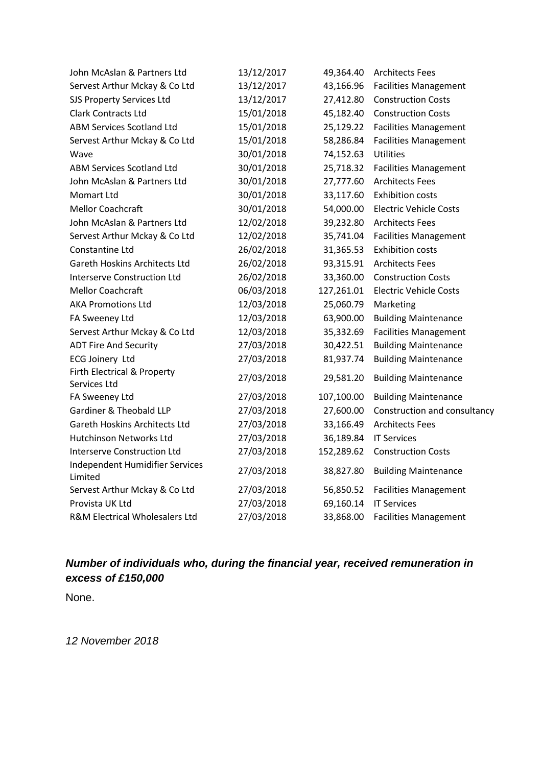| | | | |
|---|---|---|---|
| John McAslan & Partners Ltd | 13/12/2017 | 49,364.40 | Architects Fees |
| Servest Arthur Mckay & Co Ltd | 13/12/2017 | 43,166.96 | Facilities Management |
| SJS Property Services Ltd | 13/12/2017 | 27,412.80 | Construction Costs |
| Clark Contracts Ltd | 15/01/2018 | 45,182.40 | Construction Costs |
| ABM Services Scotland Ltd | 15/01/2018 | 25,129.22 | Facilities Management |
| Servest Arthur Mckay & Co Ltd | 15/01/2018 | 58,286.84 | Facilities Management |
| Wave | 30/01/2018 | 74,152.63 | Utilities |
| ABM Services Scotland Ltd | 30/01/2018 | 25,718.32 | Facilities Management |
| John McAslan & Partners Ltd | 30/01/2018 | 27,777.60 | Architects Fees |
| Momart Ltd | 30/01/2018 | 33,117.60 | Exhibition costs |
| Mellor Coachcraft | 30/01/2018 | 54,000.00 | Electric Vehicle Costs |
| John McAslan & Partners Ltd | 12/02/2018 | 39,232.80 | Architects Fees |
| Servest Arthur Mckay & Co Ltd | 12/02/2018 | 35,741.04 | Facilities Management |
| Constantine Ltd | 26/02/2018 | 31,365.53 | Exhibition costs |
| Gareth Hoskins Architects Ltd | 26/02/2018 | 93,315.91 | Architects Fees |
| Interserve Construction Ltd | 26/02/2018 | 33,360.00 | Construction Costs |
| Mellor Coachcraft | 06/03/2018 | 127,261.01 | Electric Vehicle Costs |
| AKA Promotions Ltd | 12/03/2018 | 25,060.79 | Marketing |
| FA Sweeney Ltd | 12/03/2018 | 63,900.00 | Building Maintenance |
| Servest Arthur Mckay & Co Ltd | 12/03/2018 | 35,332.69 | Facilities Management |
| ADT Fire And Security | 27/03/2018 | 30,422.51 | Building Maintenance |
| ECG Joinery Ltd | 27/03/2018 | 81,937.74 | Building Maintenance |
| Firth Electrical & Property Services Ltd | 27/03/2018 | 29,581.20 | Building Maintenance |
| FA Sweeney Ltd | 27/03/2018 | 107,100.00 | Building Maintenance |
| Gardiner & Theobald LLP | 27/03/2018 | 27,600.00 | Construction and consultancy |
| Gareth Hoskins Architects Ltd | 27/03/2018 | 33,166.49 | Architects Fees |
| Hutchinson Networks Ltd | 27/03/2018 | 36,189.84 | IT Services |
| Interserve Construction Ltd | 27/03/2018 | 152,289.62 | Construction Costs |
| Independent Humidifier Services Limited | 27/03/2018 | 38,827.80 | Building Maintenance |
| Servest Arthur Mckay & Co Ltd | 27/03/2018 | 56,850.52 | Facilities Management |
| Provista UK Ltd | 27/03/2018 | 69,160.14 | IT Services |
| R&M Electrical Wholesalers Ltd | 27/03/2018 | 33,868.00 | Facilities Management |

***Number of individuals who, during the financial year, received remuneration in excess of £150,000***

None.

*12 November 2018*